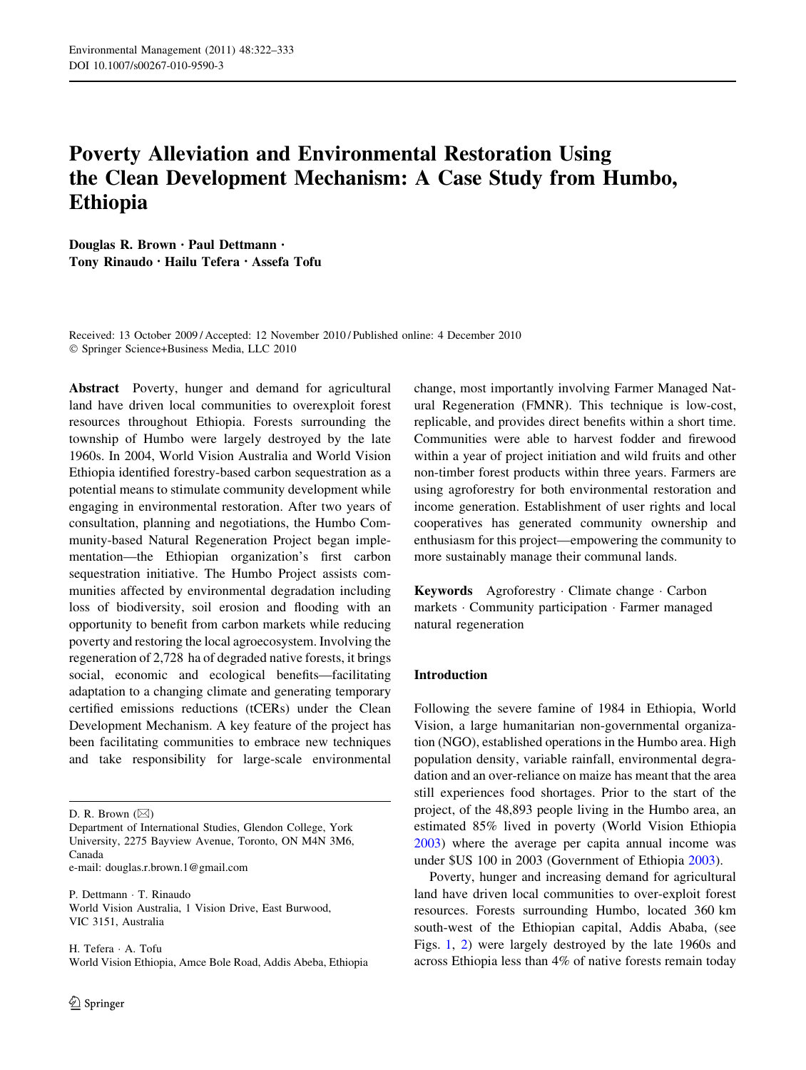# Poverty Alleviation and Environmental Restoration Using the Clean Development Mechanism: A Case Study from Humbo, Ethiopia

**Douglas R. Brown · Paul Dettmann · Tony Rinaudo · Hailu Tefera · Assefa Tofu**

Received: 13 October 2009 / Accepted: 12 November 2010 / Published online: 4 December 2010
© Springer Science+Business Media, LLC 2010

**Abstract** Poverty, hunger and demand for agricultural land have driven local communities to overexploit forest resources throughout Ethiopia. Forests surrounding the township of Humbo were largely destroyed by the late 1960s. In 2004, World Vision Australia and World Vision Ethiopia identified forestry-based carbon sequestration as a potential means to stimulate community development while engaging in environmental restoration. After two years of consultation, planning and negotiations, the Humbo Community-based Natural Regeneration Project began implementation—the Ethiopian organization's first carbon sequestration initiative. The Humbo Project assists communities affected by environmental degradation including loss of biodiversity, soil erosion and flooding with an opportunity to benefit from carbon markets while reducing poverty and restoring the local agroecosystem. Involving the regeneration of 2,728 ha of degraded native forests, it brings social, economic and ecological benefits—facilitating adaptation to a changing climate and generating temporary certified emissions reductions (tCERs) under the Clean Development Mechanism. A key feature of the project has been facilitating communities to embrace new techniques and take responsibility for large-scale environmental change, most importantly involving Farmer Managed Natural Regeneration (FMNR). This technique is low-cost, replicable, and provides direct benefits within a short time. Communities were able to harvest fodder and firewood within a year of project initiation and wild fruits and other non-timber forest products within three years. Farmers are using agroforestry for both environmental restoration and income generation. Establishment of user rights and local cooperatives has generated community ownership and enthusiasm for this project—empowering the community to more sustainably manage their communal lands.

**Keywords** Agroforestry · Climate change · Carbon markets · Community participation · Farmer managed natural regeneration

D. R. Brown (✉)
Department of International Studies, Glendon College, York University, 2275 Bayview Avenue, Toronto, ON M4N 3M6, Canada
e-mail: douglas.r.brown.1@gmail.com

P. Dettmann · T. Rinaudo
World Vision Australia, 1 Vision Drive, East Burwood, VIC 3151, Australia

H. Tefera · A. Tofu
World Vision Ethiopia, Amce Bole Road, Addis Ababa, Ethiopia

## Introduction

Following the severe famine of 1984 in Ethiopia, World Vision, a large humanitarian non-governmental organization (NGO), established operations in the Humbo area. High population density, variable rainfall, environmental degradation and an over-reliance on maize has meant that the area still experiences food shortages. Prior to the start of the project, of the 48,893 people living in the Humbo area, an estimated 85% lived in poverty (World Vision Ethiopia 2003) where the average per capita annual income was under $US 100 in 2003 (Government of Ethiopia 2003).

Poverty, hunger and increasing demand for agricultural land have driven local communities to over-exploit forest resources. Forests surrounding Humbo, located 360 km south-west of the Ethiopian capital, Addis Ababa, (see Figs. 1, 2) were largely destroyed by the late 1960s and across Ethiopia less than 4% of native forests remain today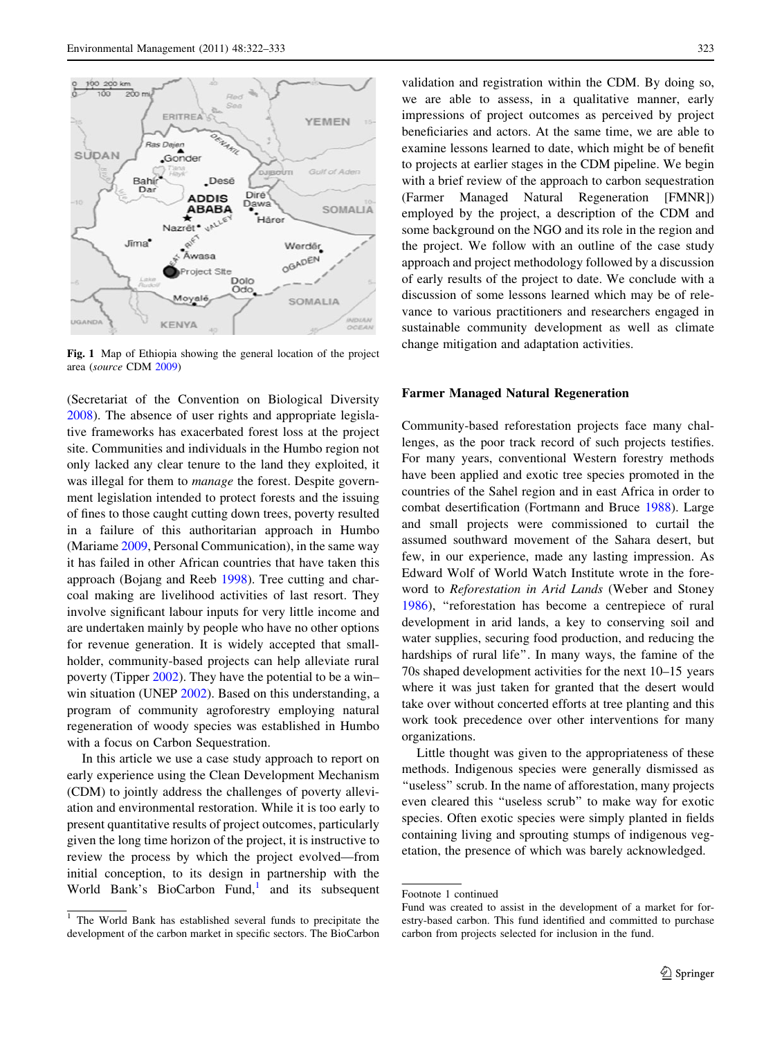Fig. 1 Map of Ethiopia showing the general location of the project area (*source* CDM 2009)

(Secretariat of the Convention on Biological Diversity 2008). The absence of user rights and appropriate legislative frameworks has exacerbated forest loss at the project site. Communities and individuals in the Humbo region not only lacked any clear tenure to the land they exploited, it was illegal for them to *manage* the forest. Despite government legislation intended to protect forests and the issuing of fines to those caught cutting down trees, poverty resulted in a failure of this authoritarian approach in Humbo (Mariame 2009, Personal Communication), in the same way it has failed in other African countries that have taken this approach (Bojang and Reeb 1998). Tree cutting and charcoal making are livelihood activities of last resort. They involve significant labour inputs for very little income and are undertaken mainly by people who have no other options for revenue generation. It is widely accepted that smallholder, community-based projects can help alleviate rural poverty (Tipper 2002). They have the potential to be a win–win situation (UNEP 2002). Based on this understanding, a program of community agroforestry employing natural regeneration of woody species was established in Humbo with a focus on Carbon Sequestration.

In this article we use a case study approach to report on early experience using the Clean Development Mechanism (CDM) to jointly address the challenges of poverty alleviation and environmental restoration. While it is too early to present quantitative results of project outcomes, particularly given the long time horizon of the project, it is instructive to review the process by which the project evolved—from initial conception, to its design in partnership with the World Bank's BioCarbon Fund,[1] and its subsequent validation and registration within the CDM. By doing so, we are able to assess, in a qualitative manner, early impressions of project outcomes as perceived by project beneficiaries and actors. At the same time, we are able to examine lessons learned to date, which might be of benefit to projects at earlier stages in the CDM pipeline. We begin with a brief review of the approach to carbon sequestration (Farmer Managed Natural Regeneration [FMNR]) employed by the project, a description of the CDM and some background on the NGO and its role in the region and the project. We follow with an outline of the case study approach and project methodology followed by a discussion of early results of the project to date. We conclude with a discussion of some lessons learned which may be of relevance to various practitioners and researchers engaged in sustainable community development as well as climate change mitigation and adaptation activities.

## Farmer Managed Natural Regeneration

Community-based reforestation projects face many challenges, as the poor track record of such projects testifies. For many years, conventional Western forestry methods have been applied and exotic tree species promoted in the countries of the Sahel region and in east Africa in order to combat desertification (Fortmann and Bruce 1988). Large and small projects were commissioned to curtail the assumed southward movement of the Sahara desert, but few, in our experience, made any lasting impression. As Edward Wolf of World Watch Institute wrote in the foreword to *Reforestation in Arid Lands* (Weber and Stoney 1986), "reforestation has become a centrepiece of rural development in arid lands, a key to conserving soil and water supplies, securing food production, and reducing the hardships of rural life". In many ways, the famine of the 70s shaped development activities for the next 10–15 years where it was just taken for granted that the desert would take over without concerted efforts at tree planting and this work took precedence over other interventions for many organizations.

Little thought was given to the appropriateness of these methods. Indigenous species were generally dismissed as "useless" scrub. In the name of afforestation, many projects even cleared this "useless scrub" to make way for exotic species. Often exotic species were simply planted in fields containing living and sprouting stumps of indigenous vegetation, the presence of which was barely acknowledged.

---

[1] The World Bank has established several funds to precipitate the development of the carbon market in specific sectors. The BioCarbon Fund was created to assist in the development of a market for forestry-based carbon. This fund identified and committed to purchase carbon from projects selected for inclusion in the fund.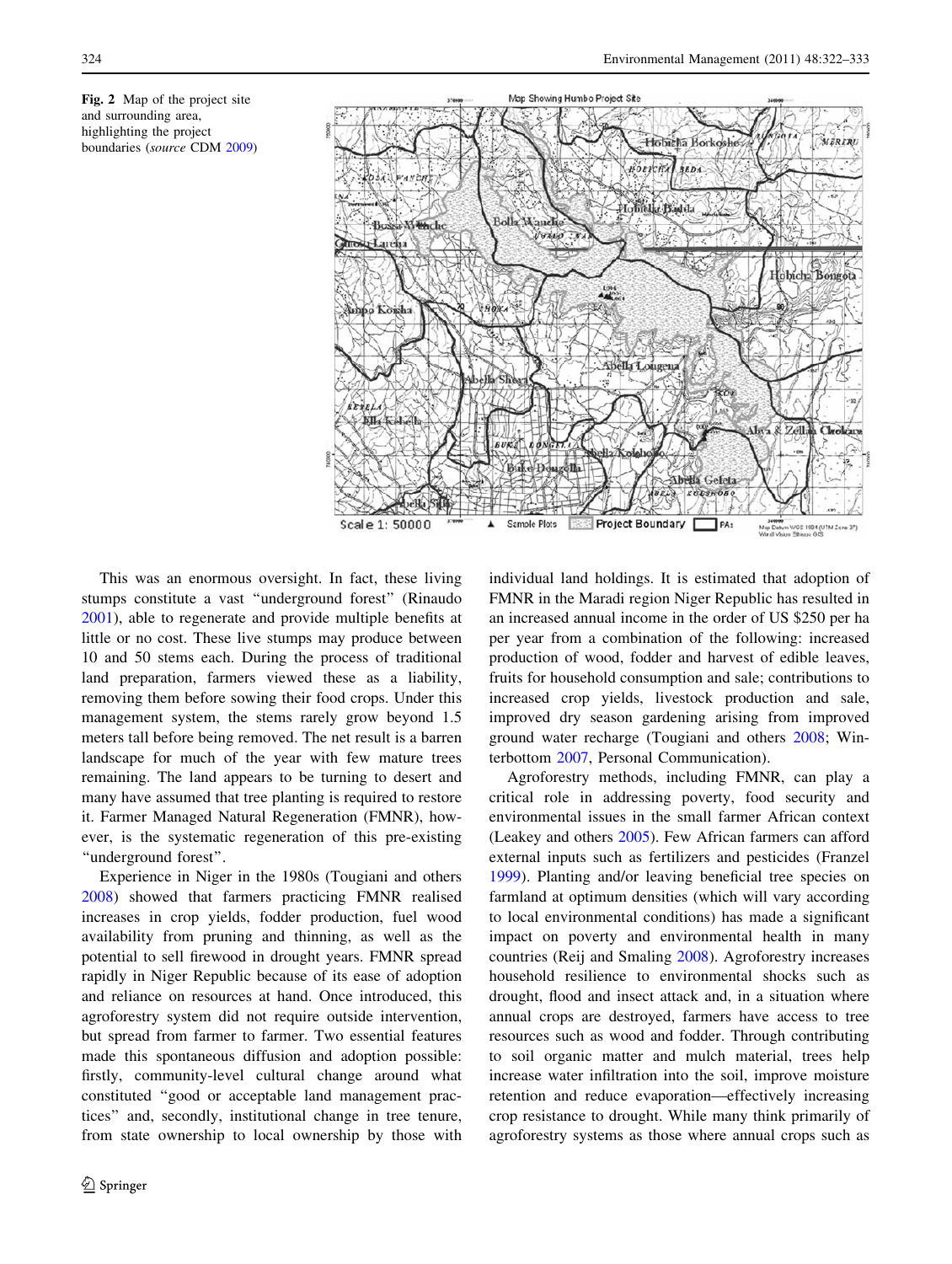**Fig. 2** Map of the project site and surrounding area, highlighting the project boundaries (*source* CDM 2009)

This was an enormous oversight. In fact, these living stumps constitute a vast "underground forest" (Rinaudo 2001), able to regenerate and provide multiple benefits at little or no cost. These live stumps may produce between 10 and 50 stems each. During the process of traditional land preparation, farmers viewed these as a liability, removing them before sowing their food crops. Under this management system, the stems rarely grow beyond 1.5 meters tall before being removed. The net result is a barren landscape for much of the year with few mature trees remaining. The land appears to be turning to desert and many have assumed that tree planting is required to restore it. Farmer Managed Natural Regeneration (FMNR), however, is the systematic regeneration of this pre-existing "underground forest".

Experience in Niger in the 1980s (Tougiani and others 2008) showed that farmers practicing FMNR realised increases in crop yields, fodder production, fuel wood availability from pruning and thinning, as well as the potential to sell firewood in drought years. FMNR spread rapidly in Niger Republic because of its ease of adoption and reliance on resources at hand. Once introduced, this agroforestry system did not require outside intervention, but spread from farmer to farmer. Two essential features made this spontaneous diffusion and adoption possible: firstly, community-level cultural change around what constituted "good or acceptable land management practices" and, secondly, institutional change in tree tenure, from state ownership to local ownership by those with individual land holdings. It is estimated that adoption of FMNR in the Maradi region Niger Republic has resulted in an increased annual income in the order of US $250 per ha per year from a combination of the following: increased production of wood, fodder and harvest of edible leaves, fruits for household consumption and sale; contributions to increased crop yields, livestock production and sale, improved dry season gardening arising from improved ground water recharge (Tougiani and others 2008; Winterbottom 2007, Personal Communication).

Agroforestry methods, including FMNR, can play a critical role in addressing poverty, food security and environmental issues in the small farmer African context (Leakey and others 2005). Few African farmers can afford external inputs such as fertilizers and pesticides (Franzel 1999). Planting and/or leaving beneficial tree species on farmland at optimum densities (which will vary according to local environmental conditions) has made a significant impact on poverty and environmental health in many countries (Reij and Smaling 2008). Agroforestry increases household resilience to environmental shocks such as drought, flood and insect attack and, in a situation where annual crops are destroyed, farmers have access to tree resources such as wood and fodder. Through contributing to soil organic matter and mulch material, trees help increase water infiltration into the soil, improve moisture retention and reduce evaporation—effectively increasing crop resistance to drought. While many think primarily of agroforestry systems as those where annual crops such as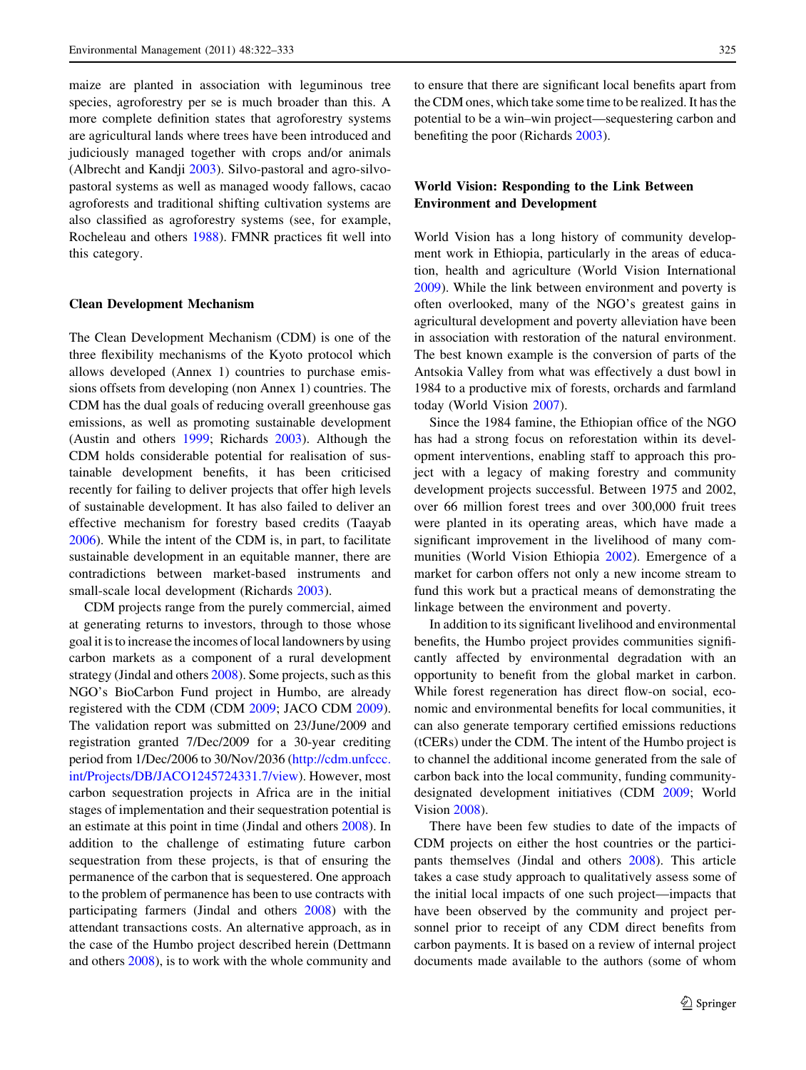maize are planted in association with leguminous tree species, agroforestry per se is much broader than this. A more complete definition states that agroforestry systems are agricultural lands where trees have been introduced and judiciously managed together with crops and/or animals (Albrecht and Kandji 2003). Silvo-pastoral and agro-silvo-pastoral systems as well as managed woody fallows, cacao agroforests and traditional shifting cultivation systems are also classified as agroforestry systems (see, for example, Rocheleau and others 1988). FMNR practices fit well into this category.

### Clean Development Mechanism

The Clean Development Mechanism (CDM) is one of the three flexibility mechanisms of the Kyoto protocol which allows developed (Annex 1) countries to purchase emissions offsets from developing (non Annex 1) countries. The CDM has the dual goals of reducing overall greenhouse gas emissions, as well as promoting sustainable development (Austin and others 1999; Richards 2003). Although the CDM holds considerable potential for realisation of sustainable development benefits, it has been criticised recently for failing to deliver projects that offer high levels of sustainable development. It has also failed to deliver an effective mechanism for forestry based credits (Taayab 2006). While the intent of the CDM is, in part, to facilitate sustainable development in an equitable manner, there are contradictions between market-based instruments and small-scale local development (Richards 2003).

CDM projects range from the purely commercial, aimed at generating returns to investors, through to those whose goal it is to increase the incomes of local landowners by using carbon markets as a component of a rural development strategy (Jindal and others 2008). Some projects, such as this NGO's BioCarbon Fund project in Humbo, are already registered with the CDM (CDM 2009; JACO CDM 2009). The validation report was submitted on 23/June/2009 and registration granted 7/Dec/2009 for a 30-year crediting period from 1/Dec/2006 to 30/Nov/2036 (http://cdm.unfccc.int/Projects/DB/JACO1245724331.7/view). However, most carbon sequestration projects in Africa are in the initial stages of implementation and their sequestration potential is an estimate at this point in time (Jindal and others 2008). In addition to the challenge of estimating future carbon sequestration from these projects, is that of ensuring the permanence of the carbon that is sequestered. One approach to the problem of permanence has been to use contracts with participating farmers (Jindal and others 2008) with the attendant transactions costs. An alternative approach, as in the case of the Humbo project described herein (Dettmann and others 2008), is to work with the whole community and to ensure that there are significant local benefits apart from the CDM ones, which take some time to be realized. It has the potential to be a win–win project—sequestering carbon and benefiting the poor (Richards 2003).

### World Vision: Responding to the Link Between Environment and Development

World Vision has a long history of community development work in Ethiopia, particularly in the areas of education, health and agriculture (World Vision International 2009). While the link between environment and poverty is often overlooked, many of the NGO's greatest gains in agricultural development and poverty alleviation have been in association with restoration of the natural environment. The best known example is the conversion of parts of the Antsokia Valley from what was effectively a dust bowl in 1984 to a productive mix of forests, orchards and farmland today (World Vision 2007).

Since the 1984 famine, the Ethiopian office of the NGO has had a strong focus on reforestation within its development interventions, enabling staff to approach this project with a legacy of making forestry and community development projects successful. Between 1975 and 2002, over 66 million forest trees and over 300,000 fruit trees were planted in its operating areas, which have made a significant improvement in the livelihood of many communities (World Vision Ethiopia 2002). Emergence of a market for carbon offers not only a new income stream to fund this work but a practical means of demonstrating the linkage between the environment and poverty.

In addition to its significant livelihood and environmental benefits, the Humbo project provides communities significantly affected by environmental degradation with an opportunity to benefit from the global market in carbon. While forest regeneration has direct flow-on social, economic and environmental benefits for local communities, it can also generate temporary certified emissions reductions (tCERs) under the CDM. The intent of the Humbo project is to channel the additional income generated from the sale of carbon back into the local community, funding community-designated development initiatives (CDM 2009; World Vision 2008).

There have been few studies to date of the impacts of CDM projects on either the host countries or the participants themselves (Jindal and others 2008). This article takes a case study approach to qualitatively assess some of the initial local impacts of one such project—impacts that have been observed by the community and project personnel prior to receipt of any CDM direct benefits from carbon payments. It is based on a review of internal project documents made available to the authors (some of whom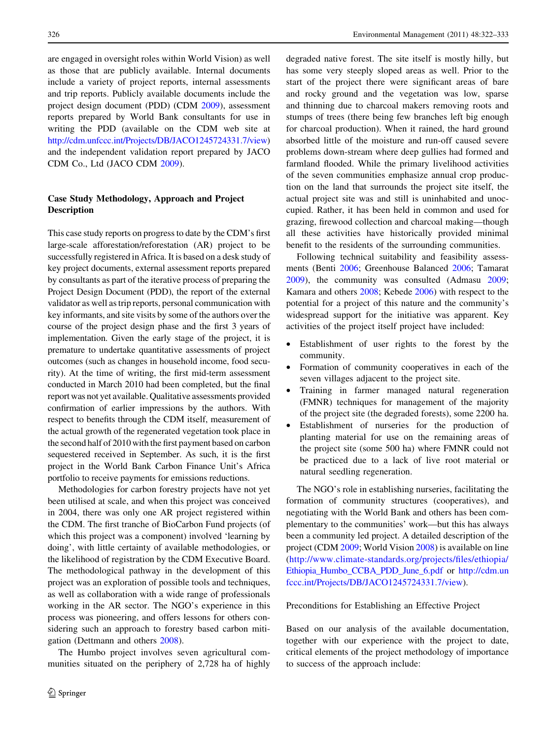are engaged in oversight roles within World Vision) as well as those that are publicly available. Internal documents include a variety of project reports, internal assessments and trip reports. Publicly available documents include the project design document (PDD) (CDM 2009), assessment reports prepared by World Bank consultants for use in writing the PDD (available on the CDM web site at http://cdm.unfccc.int/Projects/DB/JACO1245724331.7/view) and the independent validation report prepared by JACO CDM Co., Ltd (JACO CDM 2009).

## Case Study Methodology, Approach and Project Description

This case study reports on progress to date by the CDM's first large-scale afforestation/reforestation (AR) project to be successfully registered in Africa. It is based on a desk study of key project documents, external assessment reports prepared by consultants as part of the iterative process of preparing the Project Design Document (PDD), the report of the external validator as well as trip reports, personal communication with key informants, and site visits by some of the authors over the course of the project design phase and the first 3 years of implementation. Given the early stage of the project, it is premature to undertake quantitative assessments of project outcomes (such as changes in household income, food security). At the time of writing, the first mid-term assessment conducted in March 2010 had been completed, but the final report was not yet available. Qualitative assessments provided confirmation of earlier impressions by the authors. With respect to benefits through the CDM itself, measurement of the actual growth of the regenerated vegetation took place in the second half of 2010 with the first payment based on carbon sequestered received in September. As such, it is the first project in the World Bank Carbon Finance Unit's Africa portfolio to receive payments for emissions reductions.

Methodologies for carbon forestry projects have not yet been utilised at scale, and when this project was conceived in 2004, there was only one AR project registered within the CDM. The first tranche of BioCarbon Fund projects (of which this project was a component) involved 'learning by doing', with little certainty of available methodologies, or the likelihood of registration by the CDM Executive Board. The methodological pathway in the development of this project was an exploration of possible tools and techniques, as well as collaboration with a wide range of professionals working in the AR sector. The NGO's experience in this process was pioneering, and offers lessons for others considering such an approach to forestry based carbon mitigation (Dettmann and others 2008).

The Humbo project involves seven agricultural communities situated on the periphery of 2,728 ha of highly degraded native forest. The site itself is mostly hilly, but has some very steeply sloped areas as well. Prior to the start of the project there were significant areas of bare and rocky ground and the vegetation was low, sparse and thinning due to charcoal makers removing roots and stumps of trees (there being few branches left big enough for charcoal production). When it rained, the hard ground absorbed little of the moisture and run-off caused severe problems down-stream where deep gullies had formed and farmland flooded. While the primary livelihood activities of the seven communities emphasize annual crop production on the land that surrounds the project site itself, the actual project site was and still is uninhabited and unoccupied. Rather, it has been held in common and used for grazing, firewood collection and charcoal making—though all these activities have historically provided minimal benefit to the residents of the surrounding communities.

Following technical suitability and feasibility assessments (Benti 2006; Greenhouse Balanced 2006; Tamarat 2009), the community was consulted (Admasu 2009; Kamara and others 2008; Kebede 2006) with respect to the potential for a project of this nature and the community's widespread support for the initiative was apparent. Key activities of the project itself project have included:

- Establishment of user rights to the forest by the community.
- Formation of community cooperatives in each of the seven villages adjacent to the project site.
- Training in farmer managed natural regeneration (FMNR) techniques for management of the majority of the project site (the degraded forests), some 2200 ha.
- Establishment of nurseries for the production of planting material for use on the remaining areas of the project site (some 500 ha) where FMNR could not be practiced due to a lack of live root material or natural seedling regeneration.

The NGO's role in establishing nurseries, facilitating the formation of community structures (cooperatives), and negotiating with the World Bank and others has been complementary to the communities' work—but this has always been a community led project. A detailed description of the project (CDM 2009; World Vision 2008) is available on line (http://www.climate-standards.org/projects/files/ethiopia/Ethiopia_Humbo_CCBA_PDD_June_6.pdf or http://cdm.unfccc.int/Projects/DB/JACO1245724331.7/view).

### Preconditions for Establishing an Effective Project

Based on our analysis of the available documentation, together with our experience with the project to date, critical elements of the project methodology of importance to success of the approach include: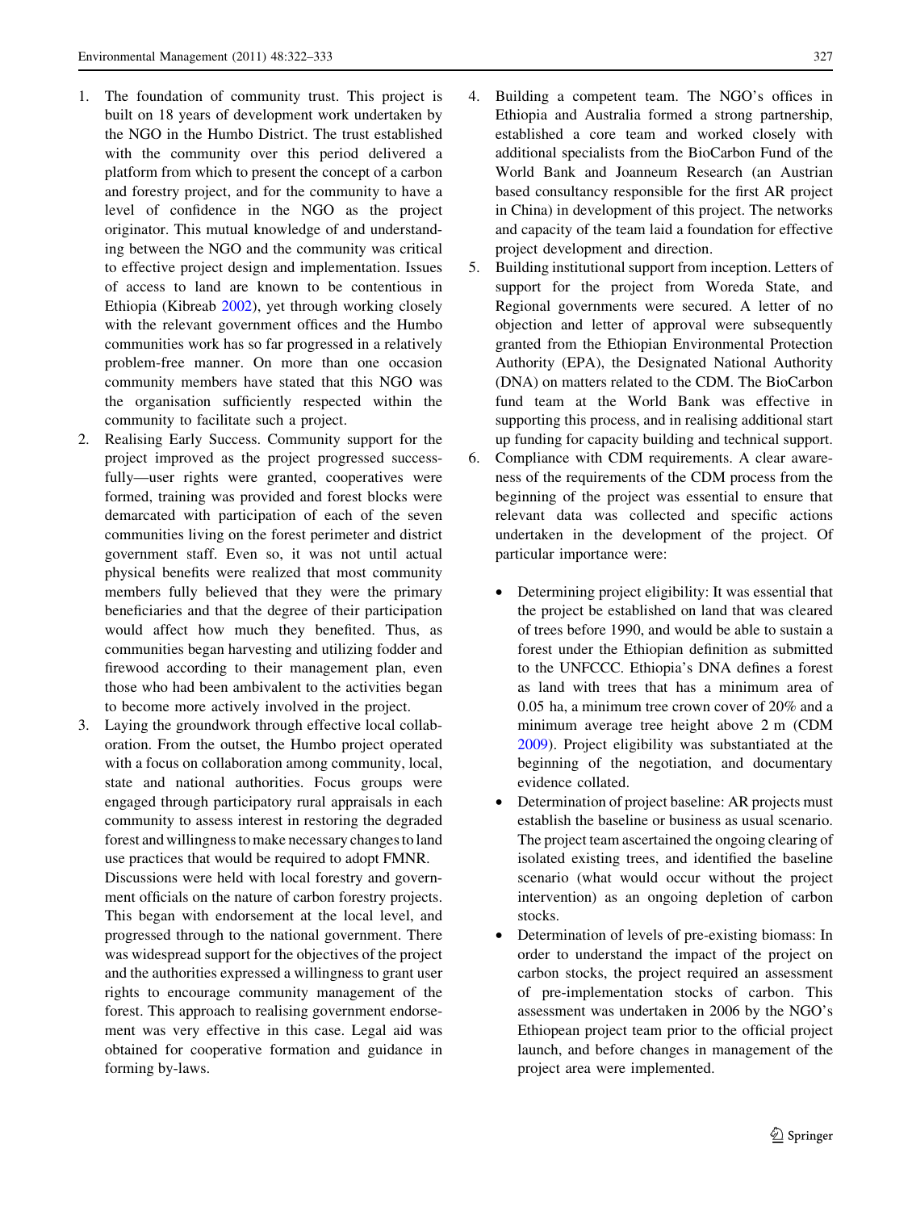1. The foundation of community trust. This project is built on 18 years of development work undertaken by the NGO in the Humbo District. The trust established with the community over this period delivered a platform from which to present the concept of a carbon and forestry project, and for the community to have a level of confidence in the NGO as the project originator. This mutual knowledge of and understanding between the NGO and the community was critical to effective project design and implementation. Issues of access to land are known to be contentious in Ethiopia (Kibreab 2002), yet through working closely with the relevant government offices and the Humbo communities work has so far progressed in a relatively problem-free manner. On more than one occasion community members have stated that this NGO was the organisation sufficiently respected within the community to facilitate such a project.
2. Realising Early Success. Community support for the project improved as the project progressed successfully—user rights were granted, cooperatives were formed, training was provided and forest blocks were demarcated with participation of each of the seven communities living on the forest perimeter and district government staff. Even so, it was not until actual physical benefits were realized that most community members fully believed that they were the primary beneficiaries and that the degree of their participation would affect how much they benefited. Thus, as communities began harvesting and utilizing fodder and firewood according to their management plan, even those who had been ambivalent to the activities began to become more actively involved in the project.
3. Laying the groundwork through effective local collaboration. From the outset, the Humbo project operated with a focus on collaboration among community, local, state and national authorities. Focus groups were engaged through participatory rural appraisals in each community to assess interest in restoring the degraded forest and willingness to make necessary changes to land use practices that would be required to adopt FMNR.

   Discussions were held with local forestry and government officials on the nature of carbon forestry projects. This began with endorsement at the local level, and progressed through to the national government. There was widespread support for the objectives of the project and the authorities expressed a willingness to grant user rights to encourage community management of the forest. This approach to realising government endorsement was very effective in this case. Legal aid was obtained for cooperative formation and guidance in forming by-laws.
4. Building a competent team. The NGO's offices in Ethiopia and Australia formed a strong partnership, established a core team and worked closely with additional specialists from the BioCarbon Fund of the World Bank and Joanneum Research (an Austrian based consultancy responsible for the first AR project in China) in development of this project. The networks and capacity of the team laid a foundation for effective project development and direction.
5. Building institutional support from inception. Letters of support for the project from Woreda State, and Regional governments were secured. A letter of no objection and letter of approval were subsequently granted from the Ethiopian Environmental Protection Authority (EPA), the Designated National Authority (DNA) on matters related to the CDM. The BioCarbon fund team at the World Bank was effective in supporting this process, and in realising additional start up funding for capacity building and technical support.
6. Compliance with CDM requirements. A clear awareness of the requirements of the CDM process from the beginning of the project was essential to ensure that relevant data was collected and specific actions undertaken in the development of the project. Of particular importance were:

   - Determining project eligibility: It was essential that the project be established on land that was cleared of trees before 1990, and would be able to sustain a forest under the Ethiopian definition as submitted to the UNFCCC. Ethiopia's DNA defines a forest as land with trees that has a minimum area of 0.05 ha, a minimum tree crown cover of 20% and a minimum average tree height above 2 m (CDM 2009). Project eligibility was substantiated at the beginning of the negotiation, and documentary evidence collated.
   - Determination of project baseline: AR projects must establish the baseline or business as usual scenario. The project team ascertained the ongoing clearing of isolated existing trees, and identified the baseline scenario (what would occur without the project intervention) as an ongoing depletion of carbon stocks.
   - Determination of levels of pre-existing biomass: In order to understand the impact of the project on carbon stocks, the project required an assessment of pre-implementation stocks of carbon. This assessment was undertaken in 2006 by the NGO's Ethiopean project team prior to the official project launch, and before changes in management of the project area were implemented.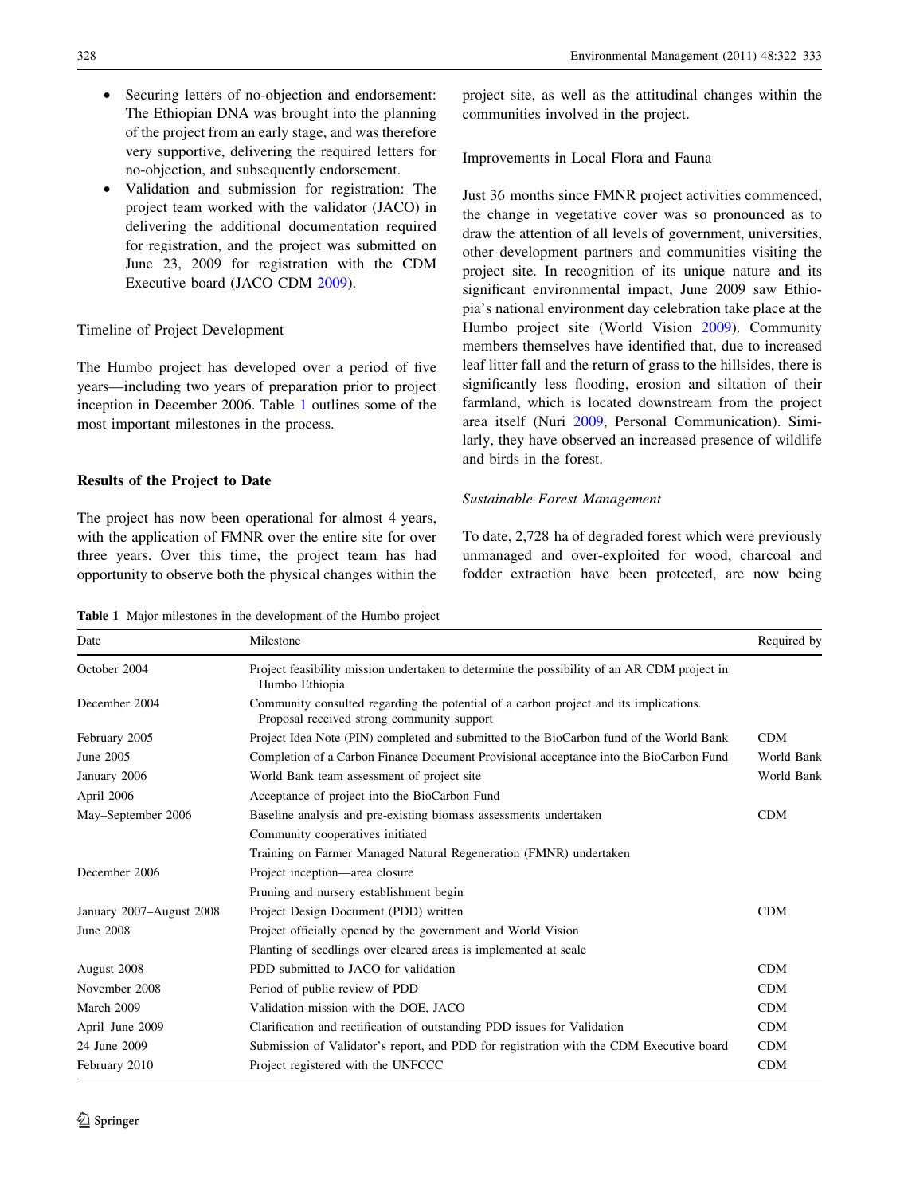- Securing letters of no-objection and endorsement: The Ethiopian DNA was brought into the planning of the project from an early stage, and was therefore very supportive, delivering the required letters for no-objection, and subsequently endorsement.
- Validation and submission for registration: The project team worked with the validator (JACO) in delivering the additional documentation required for registration, and the project was submitted on June 23, 2009 for registration with the CDM Executive board (JACO CDM 2009).

Timeline of Project Development

The Humbo project has developed over a period of five years—including two years of preparation prior to project inception in December 2006. Table 1 outlines some of the most important milestones in the process.

## Results of the Project to Date

The project has now been operational for almost 4 years, with the application of FMNR over the entire site for over three years. Over this time, the project team has had opportunity to observe both the physical changes within the project site, as well as the attitudinal changes within the communities involved in the project.

Improvements in Local Flora and Fauna

Just 36 months since FMNR project activities commenced, the change in vegetative cover was so pronounced as to draw the attention of all levels of government, universities, other development partners and communities visiting the project site. In recognition of its unique nature and its significant environmental impact, June 2009 saw Ethiopia's national environment day celebration take place at the Humbo project site (World Vision 2009). Community members themselves have identified that, due to increased leaf litter fall and the return of grass to the hillsides, there is significantly less flooding, erosion and siltation of their farmland, which is located downstream from the project area itself (Nuri 2009, Personal Communication). Similarly, they have observed an increased presence of wildlife and birds in the forest.

*Sustainable Forest Management*

To date, 2,728 ha of degraded forest which were previously unmanaged and over-exploited for wood, charcoal and fodder extraction have been protected, are now being

**Table 1** Major milestones in the development of the Humbo project

| Date | Milestone | Required by |
|---|---|---|
| October 2004 | Project feasibility mission undertaken to determine the possibility of an AR CDM project in Humbo Ethiopia | |
| December 2004 | Community consulted regarding the potential of a carbon project and its implications. Proposal received strong community support | |
| February 2005 | Project Idea Note (PIN) completed and submitted to the BioCarbon fund of the World Bank | CDM |
| June 2005 | Completion of a Carbon Finance Document Provisional acceptance into the BioCarbon Fund | World Bank |
| January 2006 | World Bank team assessment of project site | World Bank |
| April 2006 | Acceptance of project into the BioCarbon Fund | |
| May–September 2006 | Baseline analysis and pre-existing biomass assessments undertaken | CDM |
| | Community cooperatives initiated | |
| | Training on Farmer Managed Natural Regeneration (FMNR) undertaken | |
| December 2006 | Project inception—area closure | |
| | Pruning and nursery establishment begin | |
| January 2007–August 2008 | Project Design Document (PDD) written | CDM |
| June 2008 | Project officially opened by the government and World Vision | |
| | Planting of seedlings over cleared areas is implemented at scale | |
| August 2008 | PDD submitted to JACO for validation | CDM |
| November 2008 | Period of public review of PDD | CDM |
| March 2009 | Validation mission with the DOE, JACO | CDM |
| April–June 2009 | Clarification and rectification of outstanding PDD issues for Validation | CDM |
| 24 June 2009 | Submission of Validator's report, and PDD for registration with the CDM Executive board | CDM |
| February 2010 | Project registered with the UNFCCC | CDM |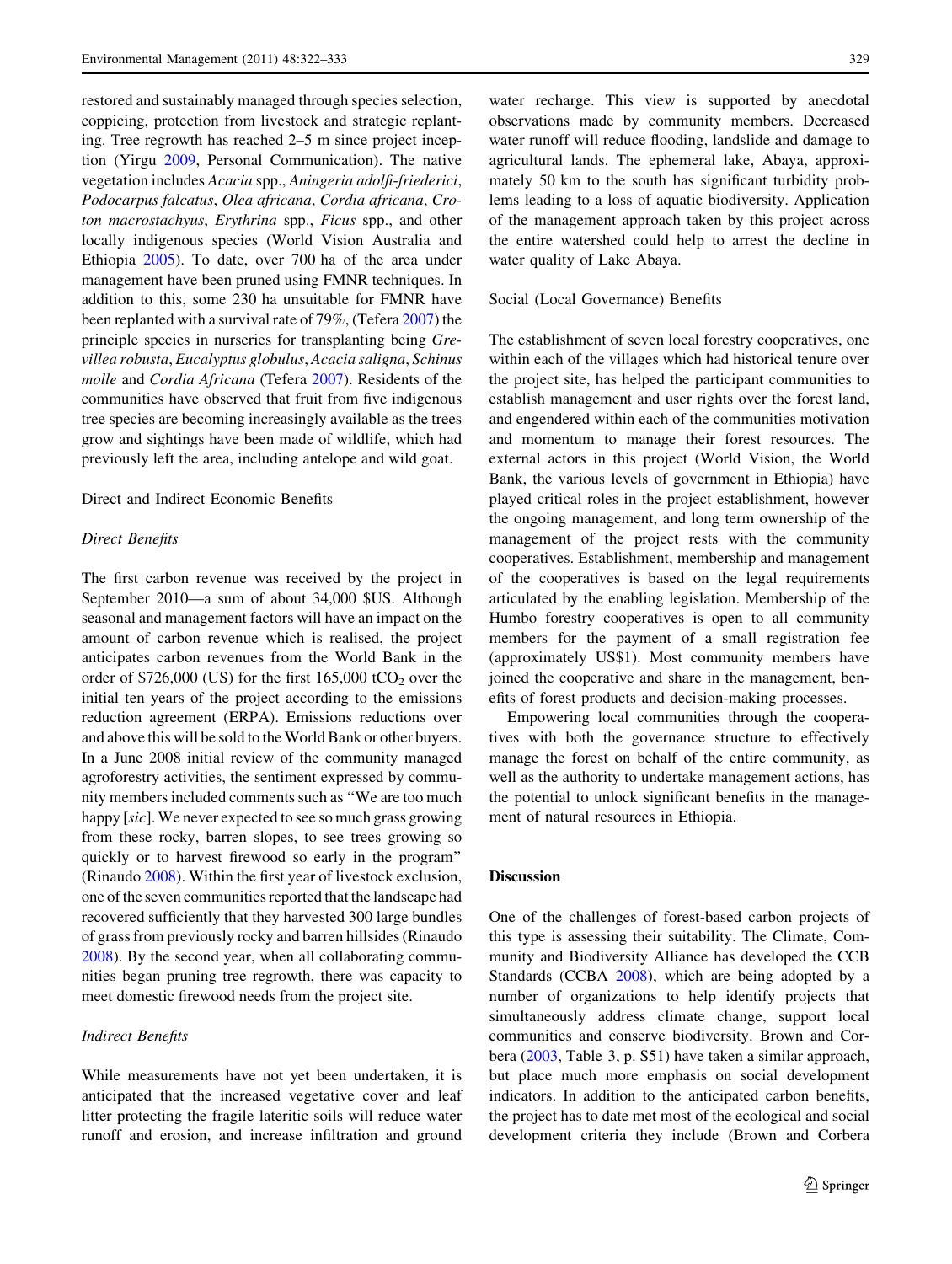restored and sustainably managed through species selection, coppicing, protection from livestock and strategic replanting. Tree regrowth has reached 2–5 m since project inception (Yirgu 2009, Personal Communication). The native vegetation includes *Acacia* spp., *Aningeria adolfi-friederici*, *Podocarpus falcatus*, *Olea africana*, *Cordia africana*, *Croton macrostachyus*, *Erythrina* spp., *Ficus* spp., and other locally indigenous species (World Vision Australia and Ethiopia 2005). To date, over 700 ha of the area under management have been pruned using FMNR techniques. In addition to this, some 230 ha unsuitable for FMNR have been replanted with a survival rate of 79%, (Tefera 2007) the principle species in nurseries for transplanting being *Grevillea robusta*, *Eucalyptus globulus*, *Acacia saligna*, *Schinus molle* and *Cordia Africana* (Tefera 2007). Residents of the communities have observed that fruit from five indigenous tree species are becoming increasingly available as the trees grow and sightings have been made of wildlife, which had previously left the area, including antelope and wild goat.

Direct and Indirect Economic Benefits

*Direct Benefits*

The first carbon revenue was received by the project in September 2010—a sum of about 34,000 $US. Although seasonal and management factors will have an impact on the amount of carbon revenue which is realised, the project anticipates carbon revenues from the World Bank in the order of $726,000 (US) for the first 165,000 $tCO_2$ over the initial ten years of the project according to the emissions reduction agreement (ERPA). Emissions reductions over and above this will be sold to the World Bank or other buyers. In a June 2008 initial review of the community managed agroforestry activities, the sentiment expressed by community members included comments such as "We are too much happy [*sic*]. We never expected to see so much grass growing from these rocky, barren slopes, to see trees growing so quickly or to harvest firewood so early in the program" (Rinaudo 2008). Within the first year of livestock exclusion, one of the seven communities reported that the landscape had recovered sufficiently that they harvested 300 large bundles of grass from previously rocky and barren hillsides (Rinaudo 2008). By the second year, when all collaborating communities began pruning tree regrowth, there was capacity to meet domestic firewood needs from the project site.

*Indirect Benefits*

While measurements have not yet been undertaken, it is anticipated that the increased vegetative cover and leaf litter protecting the fragile lateritic soils will reduce water runoff and erosion, and increase infiltration and ground water recharge. This view is supported by anecdotal observations made by community members. Decreased water runoff will reduce flooding, landslide and damage to agricultural lands. The ephemeral lake, Abaya, approximately 50 km to the south has significant turbidity problems leading to a loss of aquatic biodiversity. Application of the management approach taken by this project across the entire watershed could help to arrest the decline in water quality of Lake Abaya.

Social (Local Governance) Benefits

The establishment of seven local forestry cooperatives, one within each of the villages which had historical tenure over the project site, has helped the participant communities to establish management and user rights over the forest land, and engendered within each of the communities motivation and momentum to manage their forest resources. The external actors in this project (World Vision, the World Bank, the various levels of government in Ethiopia) have played critical roles in the project establishment, however the ongoing management, and long term ownership of the management of the project rests with the community cooperatives. Establishment, membership and management of the cooperatives is based on the legal requirements articulated by the enabling legislation. Membership of the Humbo forestry cooperatives is open to all community members for the payment of a small registration fee (approximately US$1). Most community members have joined the cooperative and share in the management, benefits of forest products and decision-making processes.

Empowering local communities through the cooperatives with both the governance structure to effectively manage the forest on behalf of the entire community, as well as the authority to undertake management actions, has the potential to unlock significant benefits in the management of natural resources in Ethiopia.

## Discussion

One of the challenges of forest-based carbon projects of this type is assessing their suitability. The Climate, Community and Biodiversity Alliance has developed the CCB Standards (CCBA 2008), which are being adopted by a number of organizations to help identify projects that simultaneously address climate change, support local communities and conserve biodiversity. Brown and Corbera (2003, Table 3, p. S51) have taken a similar approach, but place much more emphasis on social development indicators. In addition to the anticipated carbon benefits, the project has to date met most of the ecological and social development criteria they include (Brown and Corbera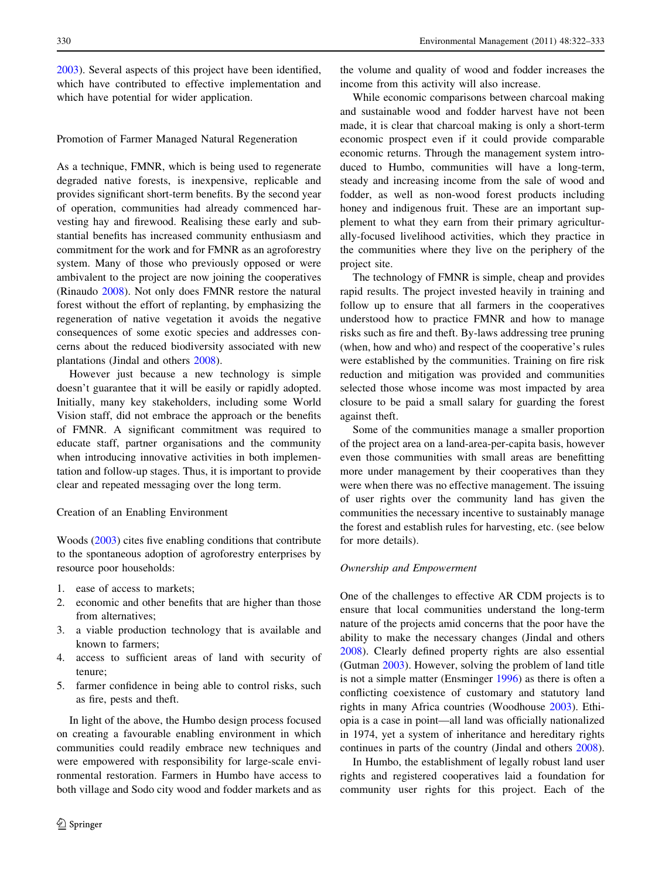2003). Several aspects of this project have been identified, which have contributed to effective implementation and which have potential for wider application.

### Promotion of Farmer Managed Natural Regeneration

As a technique, FMNR, which is being used to regenerate degraded native forests, is inexpensive, replicable and provides significant short-term benefits. By the second year of operation, communities had already commenced harvesting hay and firewood. Realising these early and substantial benefits has increased community enthusiasm and commitment for the work and for FMNR as an agroforestry system. Many of those who previously opposed or were ambivalent to the project are now joining the cooperatives (Rinaudo 2008). Not only does FMNR restore the natural forest without the effort of replanting, by emphasizing the regeneration of native vegetation it avoids the negative consequences of some exotic species and addresses concerns about the reduced biodiversity associated with new plantations (Jindal and others 2008).

However just because a new technology is simple doesn't guarantee that it will be easily or rapidly adopted. Initially, many key stakeholders, including some World Vision staff, did not embrace the approach or the benefits of FMNR. A significant commitment was required to educate staff, partner organisations and the community when introducing innovative activities in both implementation and follow-up stages. Thus, it is important to provide clear and repeated messaging over the long term.

### Creation of an Enabling Environment

Woods (2003) cites five enabling conditions that contribute to the spontaneous adoption of agroforestry enterprises by resource poor households:

1. ease of access to markets;
2. economic and other benefits that are higher than those from alternatives;
3. a viable production technology that is available and known to farmers;
4. access to sufficient areas of land with security of tenure;
5. farmer confidence in being able to control risks, such as fire, pests and theft.

In light of the above, the Humbo design process focused on creating a favourable enabling environment in which communities could readily embrace new techniques and were empowered with responsibility for large-scale environmental restoration. Farmers in Humbo have access to both village and Sodo city wood and fodder markets and as the volume and quality of wood and fodder increases the income from this activity will also increase.

While economic comparisons between charcoal making and sustainable wood and fodder harvest have not been made, it is clear that charcoal making is only a short-term economic prospect even if it could provide comparable economic returns. Through the management system introduced to Humbo, communities will have a long-term, steady and increasing income from the sale of wood and fodder, as well as non-wood forest products including honey and indigenous fruit. These are an important supplement to what they earn from their primary agriculturally-focused livelihood activities, which they practice in the communities where they live on the periphery of the project site.

The technology of FMNR is simple, cheap and provides rapid results. The project invested heavily in training and follow up to ensure that all farmers in the cooperatives understood how to practice FMNR and how to manage risks such as fire and theft. By-laws addressing tree pruning (when, how and who) and respect of the cooperative's rules were established by the communities. Training on fire risk reduction and mitigation was provided and communities selected those whose income was most impacted by area closure to be paid a small salary for guarding the forest against theft.

Some of the communities manage a smaller proportion of the project area on a land-area-per-capita basis, however even those communities with small areas are benefitting more under management by their cooperatives than they were when there was no effective management. The issuing of user rights over the community land has given the communities the necessary incentive to sustainably manage the forest and establish rules for harvesting, etc. (see below for more details).

#### *Ownership and Empowerment*

One of the challenges to effective AR CDM projects is to ensure that local communities understand the long-term nature of the projects amid concerns that the poor have the ability to make the necessary changes (Jindal and others 2008). Clearly defined property rights are also essential (Gutman 2003). However, solving the problem of land title is not a simple matter (Ensminger 1996) as there is often a conflicting coexistence of customary and statutory land rights in many Africa countries (Woodhouse 2003). Ethiopia is a case in point—all land was officially nationalized in 1974, yet a system of inheritance and hereditary rights continues in parts of the country (Jindal and others 2008).

In Humbo, the establishment of legally robust land user rights and registered cooperatives laid a foundation for community user rights for this project. Each of the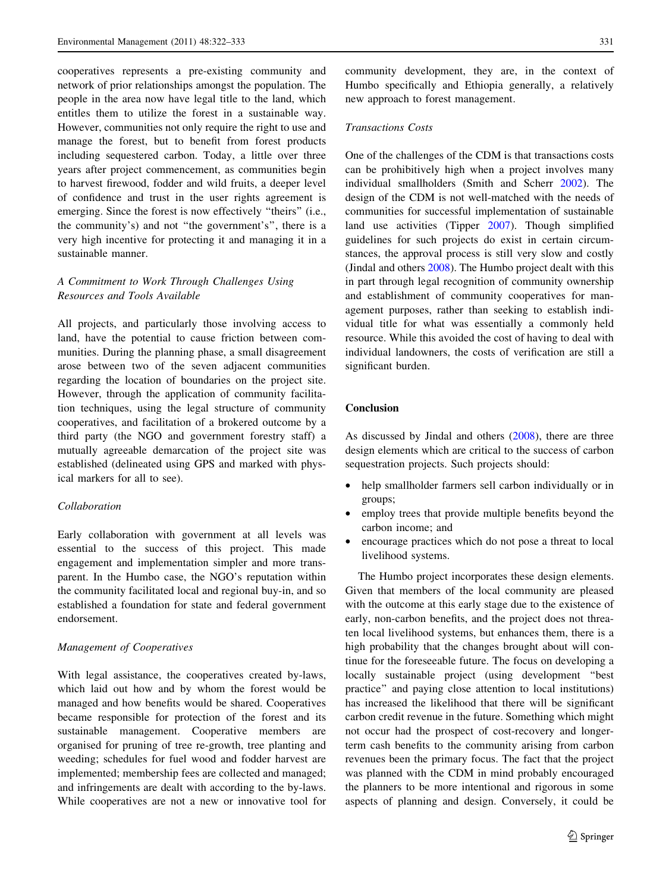cooperatives represents a pre-existing community and network of prior relationships amongst the population. The people in the area now have legal title to the land, which entitles them to utilize the forest in a sustainable way. However, communities not only require the right to use and manage the forest, but to benefit from forest products including sequestered carbon. Today, a little over three years after project commencement, as communities begin to harvest firewood, fodder and wild fruits, a deeper level of confidence and trust in the user rights agreement is emerging. Since the forest is now effectively "theirs" (i.e., the community's) and not "the government's", there is a very high incentive for protecting it and managing it in a sustainable manner.

### *A Commitment to Work Through Challenges Using Resources and Tools Available*

All projects, and particularly those involving access to land, have the potential to cause friction between communities. During the planning phase, a small disagreement arose between two of the seven adjacent communities regarding the location of boundaries on the project site. However, through the application of community facilitation techniques, using the legal structure of community cooperatives, and facilitation of a brokered outcome by a third party (the NGO and government forestry staff) a mutually agreeable demarcation of the project site was established (delineated using GPS and marked with physical markers for all to see).

### *Collaboration*

Early collaboration with government at all levels was essential to the success of this project. This made engagement and implementation simpler and more transparent. In the Humbo case, the NGO's reputation within the community facilitated local and regional buy-in, and so established a foundation for state and federal government endorsement.

### *Management of Cooperatives*

With legal assistance, the cooperatives created by-laws, which laid out how and by whom the forest would be managed and how benefits would be shared. Cooperatives became responsible for protection of the forest and its sustainable management. Cooperative members are organised for pruning of tree re-growth, tree planting and weeding; schedules for fuel wood and fodder harvest are implemented; membership fees are collected and managed; and infringements are dealt with according to the by-laws. While cooperatives are not a new or innovative tool for community development, they are, in the context of Humbo specifically and Ethiopia generally, a relatively new approach to forest management.

### *Transactions Costs*

One of the challenges of the CDM is that transactions costs can be prohibitively high when a project involves many individual smallholders (Smith and Scherr 2002). The design of the CDM is not well-matched with the needs of communities for successful implementation of sustainable land use activities (Tipper 2007). Though simplified guidelines for such projects do exist in certain circumstances, the approval process is still very slow and costly (Jindal and others 2008). The Humbo project dealt with this in part through legal recognition of community ownership and establishment of community cooperatives for management purposes, rather than seeking to establish individual title for what was essentially a commonly held resource. While this avoided the cost of having to deal with individual landowners, the costs of verification are still a significant burden.

## Conclusion

As discussed by Jindal and others (2008), there are three design elements which are critical to the success of carbon sequestration projects. Such projects should:

- help smallholder farmers sell carbon individually or in groups;
- employ trees that provide multiple benefits beyond the carbon income; and
- encourage practices which do not pose a threat to local livelihood systems.

The Humbo project incorporates these design elements. Given that members of the local community are pleased with the outcome at this early stage due to the existence of early, non-carbon benefits, and the project does not threaten local livelihood systems, but enhances them, there is a high probability that the changes brought about will continue for the foreseeable future. The focus on developing a locally sustainable project (using development "best practice" and paying close attention to local institutions) has increased the likelihood that there will be significant carbon credit revenue in the future. Something which might not occur had the prospect of cost-recovery and longer-term cash benefits to the community arising from carbon revenues been the primary focus. The fact that the project was planned with the CDM in mind probably encouraged the planners to be more intentional and rigorous in some aspects of planning and design. Conversely, it could be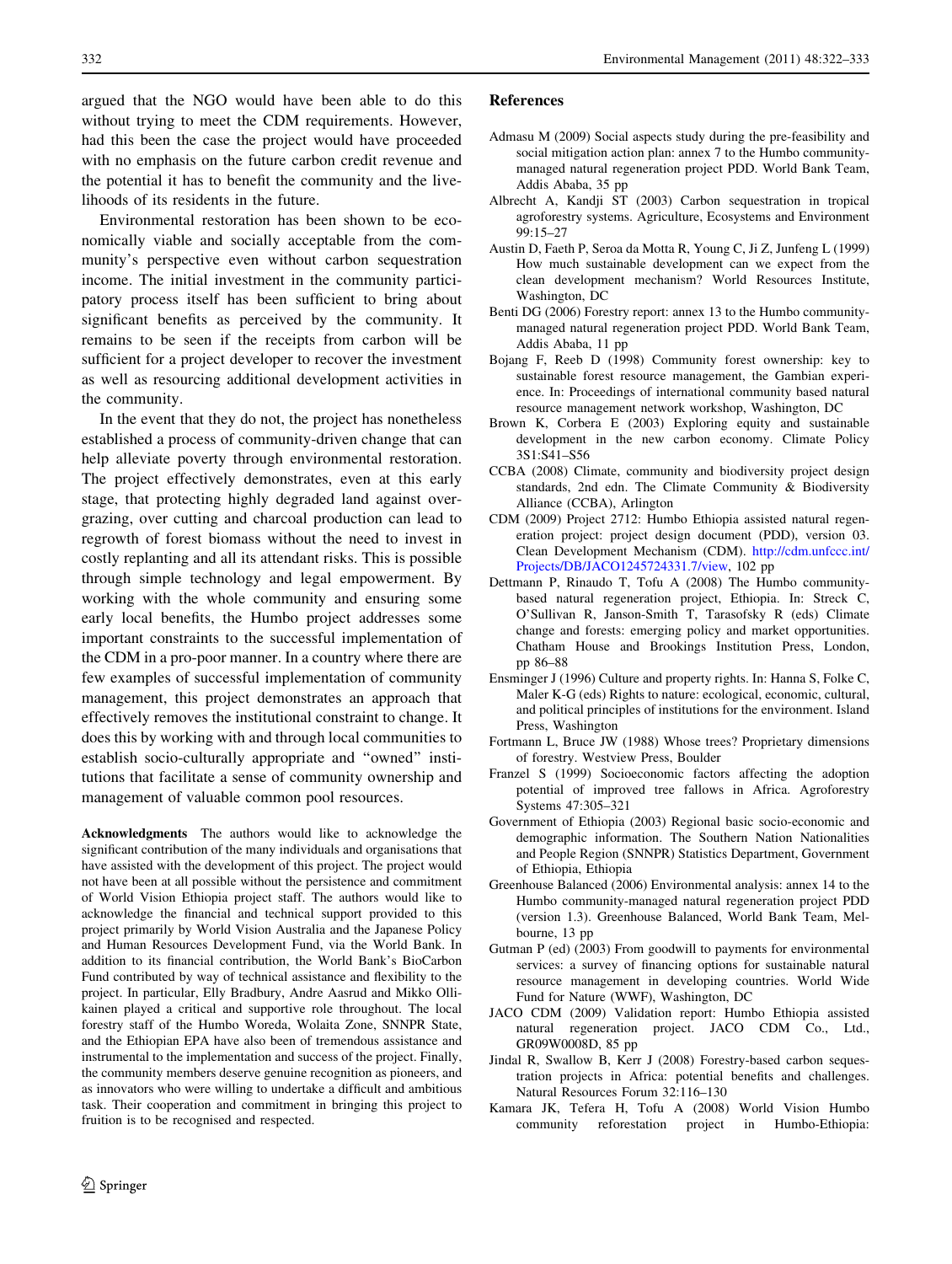argued that the NGO would have been able to do this without trying to meet the CDM requirements. However, had this been the case the project would have proceeded with no emphasis on the future carbon credit revenue and the potential it has to benefit the community and the livelihoods of its residents in the future.

Environmental restoration has been shown to be economically viable and socially acceptable from the community's perspective even without carbon sequestration income. The initial investment in the community participatory process itself has been sufficient to bring about significant benefits as perceived by the community. It remains to be seen if the receipts from carbon will be sufficient for a project developer to recover the investment as well as resourcing additional development activities in the community.

In the event that they do not, the project has nonetheless established a process of community-driven change that can help alleviate poverty through environmental restoration. The project effectively demonstrates, even at this early stage, that protecting highly degraded land against overgrazing, over cutting and charcoal production can lead to regrowth of forest biomass without the need to invest in costly replanting and all its attendant risks. This is possible through simple technology and legal empowerment. By working with the whole community and ensuring some early local benefits, the Humbo project addresses some important constraints to the successful implementation of the CDM in a pro-poor manner. In a country where there are few examples of successful implementation of community management, this project demonstrates an approach that effectively removes the institutional constraint to change. It does this by working with and through local communities to establish socio-culturally appropriate and "owned" institutions that facilitate a sense of community ownership and management of valuable common pool resources.

**Acknowledgments** The authors would like to acknowledge the significant contribution of the many individuals and organisations that have assisted with the development of this project. The project would not have been at all possible without the persistence and commitment of World Vision Ethiopia project staff. The authors would like to acknowledge the financial and technical support provided to this project primarily by World Vision Australia and the Japanese Policy and Human Resources Development Fund, via the World Bank. In addition to its financial contribution, the World Bank's BioCarbon Fund contributed by way of technical assistance and flexibility to the project. In particular, Elly Bradbury, Andre Aasrud and Mikko Ollikainen played a critical and supportive role throughout. The local forestry staff of the Humbo Woreda, Wolaita Zone, SNNPR State, and the Ethiopian EPA have also been of tremendous assistance and instrumental to the implementation and success of the project. Finally, the community members deserve genuine recognition as pioneers, and as innovators who were willing to undertake a difficult and ambitious task. Their cooperation and commitment in bringing this project to fruition is to be recognised and respected.

## References

Admasu M (2009) Social aspects study during the pre-feasibility and social mitigation action plan: annex 7 to the Humbo community-managed natural regeneration project PDD. World Bank Team, Addis Ababa, 35 pp

Albrecht A, Kandji ST (2003) Carbon sequestration in tropical agroforestry systems. Agriculture, Ecosystems and Environment 99:15–27

Austin D, Faeth P, Seroa da Motta R, Young C, Ji Z, Junfeng L (1999) How much sustainable development can we expect from the clean development mechanism? World Resources Institute, Washington, DC

Benti DG (2006) Forestry report: annex 13 to the Humbo community-managed natural regeneration project PDD. World Bank Team, Addis Ababa, 11 pp

Bojang F, Reeb D (1998) Community forest ownership: key to sustainable forest resource management, the Gambian experience. In: Proceedings of international community based natural resource management network workshop, Washington, DC

Brown K, Corbera E (2003) Exploring equity and sustainable development in the new carbon economy. Climate Policy 3S1:S41–S56

CCBA (2008) Climate, community and biodiversity project design standards, 2nd edn. The Climate Community & Biodiversity Alliance (CCBA), Arlington

CDM (2009) Project 2712: Humbo Ethiopia assisted natural regeneration project: project design document (PDD), version 03. Clean Development Mechanism (CDM). http://cdm.unfccc.int/Projects/DB/JACO1245724331.7/view, 102 pp

Dettmann P, Rinaudo T, Tofu A (2008) The Humbo community-based natural regeneration project, Ethiopia. In: Streck C, O'Sullivan R, Janson-Smith T, Tarasofsky R (eds) Climate change and forests: emerging policy and market opportunities. Chatham House and Brookings Institution Press, London, pp 86–88

Ensminger J (1996) Culture and property rights. In: Hanna S, Folke C, Maler K-G (eds) Rights to nature: ecological, economic, cultural, and political principles of institutions for the environment. Island Press, Washington

Fortmann L, Bruce JW (1988) Whose trees? Proprietary dimensions of forestry. Westview Press, Boulder

Franzel S (1999) Socioeconomic factors affecting the adoption potential of improved tree fallows in Africa. Agroforestry Systems 47:305–321

Government of Ethiopia (2003) Regional basic socio-economic and demographic information. The Southern Nation Nationalities and People Region (SNNPR) Statistics Department, Government of Ethiopia, Ethiopia

Greenhouse Balanced (2006) Environmental analysis: annex 14 to the Humbo community-managed natural regeneration project PDD (version 1.3). Greenhouse Balanced, World Bank Team, Melbourne, 13 pp

Gutman P (ed) (2003) From goodwill to payments for environmental services: a survey of financing options for sustainable natural resource management in developing countries. World Wide Fund for Nature (WWF), Washington, DC

JACO CDM (2009) Validation report: Humbo Ethiopia assisted natural regeneration project. JACO CDM Co., Ltd., GR09W0008D, 85 pp

Jindal R, Swallow B, Kerr J (2008) Forestry-based carbon sequestration projects in Africa: potential benefits and challenges. Natural Resources Forum 32:116–130

Kamara JK, Tefera H, Tofu A (2008) World Vision Humbo community reforestation project in Humbo-Ethiopia: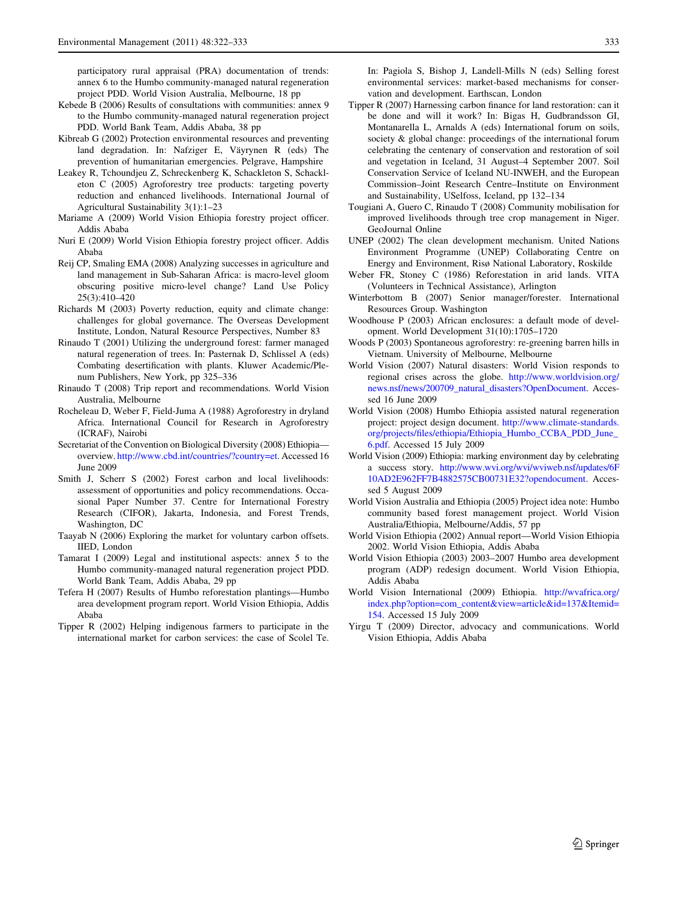participatory rural appraisal (PRA) documentation of trends: annex 6 to the Humbo community-managed natural regeneration project PDD. World Vision Australia, Melbourne, 18 pp

Kebede B (2006) Results of consultations with communities: annex 9 to the Humbo community-managed natural regeneration project PDD. World Bank Team, Addis Ababa, 38 pp

Kibreab G (2002) Protection environmental resources and preventing land degradation. In: Nafziger E, Väyrynen R (eds) The prevention of humanitarian emergencies. Pelgrave, Hampshire

Leakey R, Tchoundjeu Z, Schreckenberg K, Schackleton S, Schackleton C (2005) Agroforestry tree products: targeting poverty reduction and enhanced livelihoods. International Journal of Agricultural Sustainability 3(1):1–23

Mariame A (2009) World Vision Ethiopia forestry project officer. Addis Ababa

Nuri E (2009) World Vision Ethiopia forestry project officer. Addis Ababa

Reij CP, Smaling EMA (2008) Analyzing successes in agriculture and land management in Sub-Saharan Africa: is macro-level gloom obscuring positive micro-level change? Land Use Policy 25(3):410–420

Richards M (2003) Poverty reduction, equity and climate change: challenges for global governance. The Overseas Development Institute, London, Natural Resource Perspectives, Number 83

Rinaudo T (2001) Utilizing the underground forest: farmer managed natural regeneration of trees. In: Pasternak D, Schlissel A (eds) Combating desertification with plants. Kluwer Academic/Plenum Publishers, New York, pp 325–336

Rinaudo T (2008) Trip report and recommendations. World Vision Australia, Melbourne

Rocheleau D, Weber F, Field-Juma A (1988) Agroforestry in dryland Africa. International Council for Research in Agroforestry (ICRAF), Nairobi

Secretariat of the Convention on Biological Diversity (2008) Ethiopia—overview. http://www.cbd.int/countries/?country=et. Accessed 16 June 2009

Smith J, Scherr S (2002) Forest carbon and local livelihoods: assessment of opportunities and policy recommendations. Occasional Paper Number 37. Centre for International Forestry Research (CIFOR), Jakarta, Indonesia, and Forest Trends, Washington, DC

Taayab N (2006) Exploring the market for voluntary carbon offsets. IIED, London

Tamarat I (2009) Legal and institutional aspects: annex 5 to the Humbo community-managed natural regeneration project PDD. World Bank Team, Addis Ababa, 29 pp

Tefera H (2007) Results of Humbo reforestation plantings—Humbo area development program report. World Vision Ethiopia, Addis Ababa

Tipper R (2002) Helping indigenous farmers to participate in the international market for carbon services: the case of Scolel Te. In: Pagiola S, Bishop J, Landell-Mills N (eds) Selling forest environmental services: market-based mechanisms for conservation and development. Earthscan, London

Tipper R (2007) Harnessing carbon finance for land restoration: can it be done and will it work? In: Bigas H, Gudbrandsson GI, Montanarella L, Arnalds A (eds) International forum on soils, society & global change: proceedings of the international forum celebrating the centenary of conservation and restoration of soil and vegetation in Iceland, 31 August–4 September 2007. Soil Conservation Service of Iceland NU-INWEH, and the European Commission–Joint Research Centre–Institute on Environment and Sustainability, USelfoss, Iceland, pp 132–134

Tougiani A, Guero C, Rinaudo T (2008) Community mobilisation for improved livelihoods through tree crop management in Niger. GeoJournal Online

UNEP (2002) The clean development mechanism. United Nations Environment Programme (UNEP) Collaborating Centre on Energy and Environment, Risø National Laboratory, Roskilde

Weber FR, Stoney C (1986) Reforestation in arid lands. VITA (Volunteers in Technical Assistance), Arlington

Winterbottom B (2007) Senior manager/forester. International Resources Group. Washington

Woodhouse P (2003) African enclosures: a default mode of development. World Development 31(10):1705–1720

Woods P (2003) Spontaneous agroforestry: re-greening barren hills in Vietnam. University of Melbourne, Melbourne

World Vision (2007) Natural disasters: World Vision responds to regional crises across the globe. http://www.worldvision.org/news.nsf/news/200709_natural_disasters?OpenDocument. Accessed 16 June 2009

World Vision (2008) Humbo Ethiopia assisted natural regeneration project: project design document. http://www.climate-standards.org/projects/files/ethiopia/Ethiopia_Humbo_CCBA_PDD_June_6.pdf. Accessed 15 July 2009

World Vision (2009) Ethiopia: marking environment day by celebrating a success story. http://www.wvi.org/wvi/wviweb.nsf/updates/6F10AD2E962FF7B4882575CB00731E32?opendocument. Accessed 5 August 2009

World Vision Australia and Ethiopia (2005) Project idea note: Humbo community based forest management project. World Vision Australia/Ethiopia, Melbourne/Addis, 57 pp

World Vision Ethiopia (2002) Annual report—World Vision Ethiopia 2002. World Vision Ethiopia, Addis Ababa

World Vision Ethiopia (2003) 2003–2007 Humbo area development program (ADP) redesign document. World Vision Ethiopia, Addis Ababa

World Vision International (2009) Ethiopia. http://wvafrica.org/index.php?option=com_content&view=article&id=137&Itemid=154. Accessed 15 July 2009

Yirgu T (2009) Director, advocacy and communications. World Vision Ethiopia, Addis Ababa